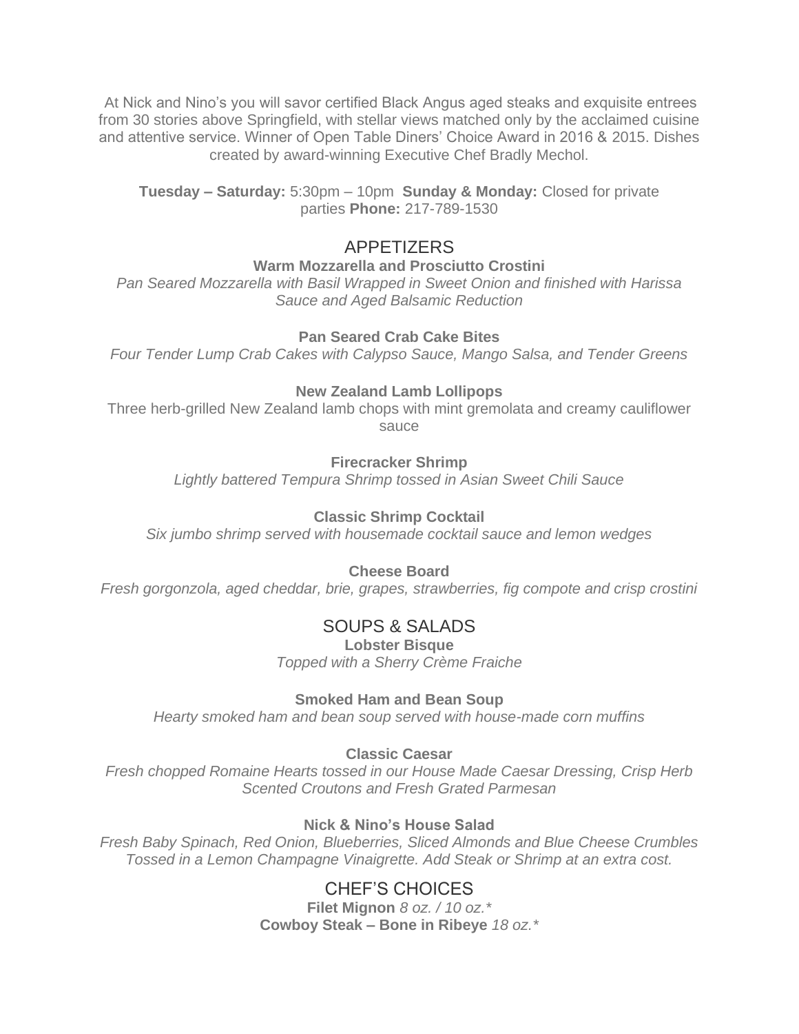At Nick and Nino's you will savor certified Black Angus aged steaks and exquisite entrees from 30 stories above Springfield, with stellar views matched only by the acclaimed cuisine and attentive service. Winner of Open Table Diners' Choice Award in 2016 & 2015. Dishes created by award-winning Executive Chef Bradly Mechol.

**Tuesday – Saturday:** 5:30pm – 10pm **Sunday & Monday:** Closed for private parties **Phone:** 217-789-1530

## APPETIZERS

**Warm Mozzarella and Prosciutto Crostini**
*Pan Seared Mozzarella with Basil Wrapped in Sweet Onion and finished with Harissa Sauce and Aged Balsamic Reduction*

**Pan Seared Crab Cake Bites**
*Four Tender Lump Crab Cakes with Calypso Sauce, Mango Salsa, and Tender Greens*

**New Zealand Lamb Lollipops**
Three herb-grilled New Zealand lamb chops with mint gremolata and creamy cauliflower sauce

**Firecracker Shrimp**
*Lightly battered Tempura Shrimp tossed in Asian Sweet Chili Sauce*

**Classic Shrimp Cocktail**
*Six jumbo shrimp served with housemade cocktail sauce and lemon wedges*

**Cheese Board**
*Fresh gorgonzola, aged cheddar, brie, grapes, strawberries, fig compote and crisp crostini*

## SOUPS & SALADS

**Lobster Bisque**
*Topped with a Sherry Crème Fraiche*

**Smoked Ham and Bean Soup**
*Hearty smoked ham and bean soup served with house-made corn muffins*

**Classic Caesar**
*Fresh chopped Romaine Hearts tossed in our House Made Caesar Dressing, Crisp Herb Scented Croutons and Fresh Grated Parmesan*

**Nick & Nino's House Salad**
*Fresh Baby Spinach, Red Onion, Blueberries, Sliced Almonds and Blue Cheese Crumbles Tossed in a Lemon Champagne Vinaigrette. Add Steak or Shrimp at an extra cost.*

## CHEF'S CHOICES

**Filet Mignon** *8 oz. / 10 oz.**
**Cowboy Steak – Bone in Ribeye** *18 oz.**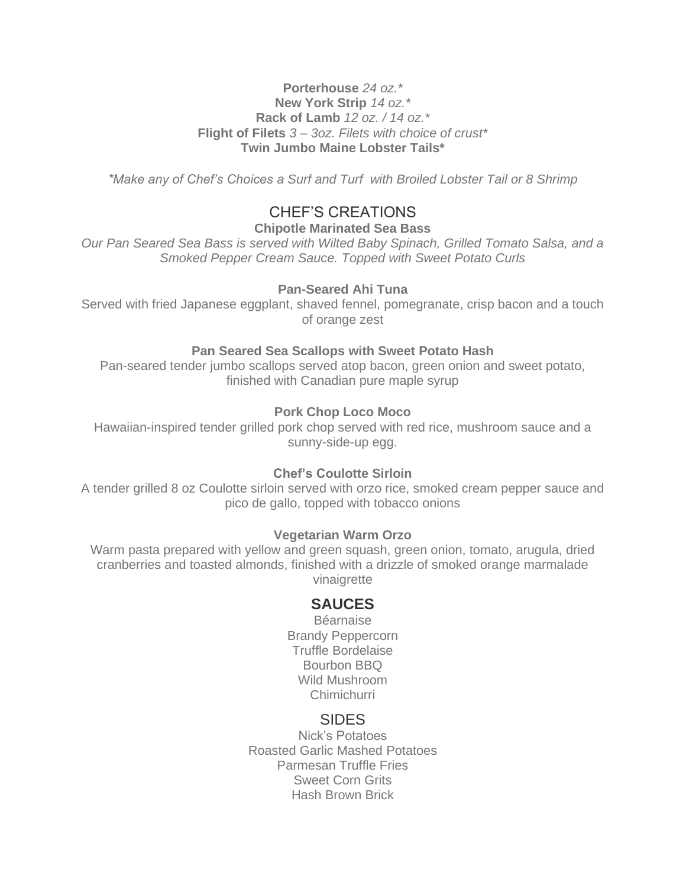**Porterhouse** *24 oz.**
**New York Strip** *14 oz.**
**Rack of Lamb** *12 oz. / 14 oz.**
**Flight of Filets** *3 – 3oz. Filets with choice of crust**
**Twin Jumbo Maine Lobster Tails***

**Make any of Chef's Choices a Surf and Turf with Broiled Lobster Tail or 8 Shrimp*

## CHEF'S CREATIONS

**Chipotle Marinated Sea Bass**
*Our Pan Seared Sea Bass is served with Wilted Baby Spinach, Grilled Tomato Salsa, and a Smoked Pepper Cream Sauce. Topped with Sweet Potato Curls*

**Pan-Seared Ahi Tuna**
Served with fried Japanese eggplant, shaved fennel, pomegranate, crisp bacon and a touch of orange zest

**Pan Seared Sea Scallops with Sweet Potato Hash**
Pan-seared tender jumbo scallops served atop bacon, green onion and sweet potato, finished with Canadian pure maple syrup

**Pork Chop Loco Moco**
Hawaiian-inspired tender grilled pork chop served with red rice, mushroom sauce and a sunny-side-up egg.

**Chef's Coulotte Sirloin**
A tender grilled 8 oz Coulotte sirloin served with orzo rice, smoked cream pepper sauce and pico de gallo, topped with tobacco onions

**Vegetarian Warm Orzo**
Warm pasta prepared with yellow and green squash, green onion, tomato, arugula, dried cranberries and toasted almonds, finished with a drizzle of smoked orange marmalade vinaigrette

## SAUCES

Béarnaise
Brandy Peppercorn
Truffle Bordelaise
Bourbon BBQ
Wild Mushroom
Chimichurri

## SIDES

Nick's Potatoes
Roasted Garlic Mashed Potatoes
Parmesan Truffle Fries
Sweet Corn Grits
Hash Brown Brick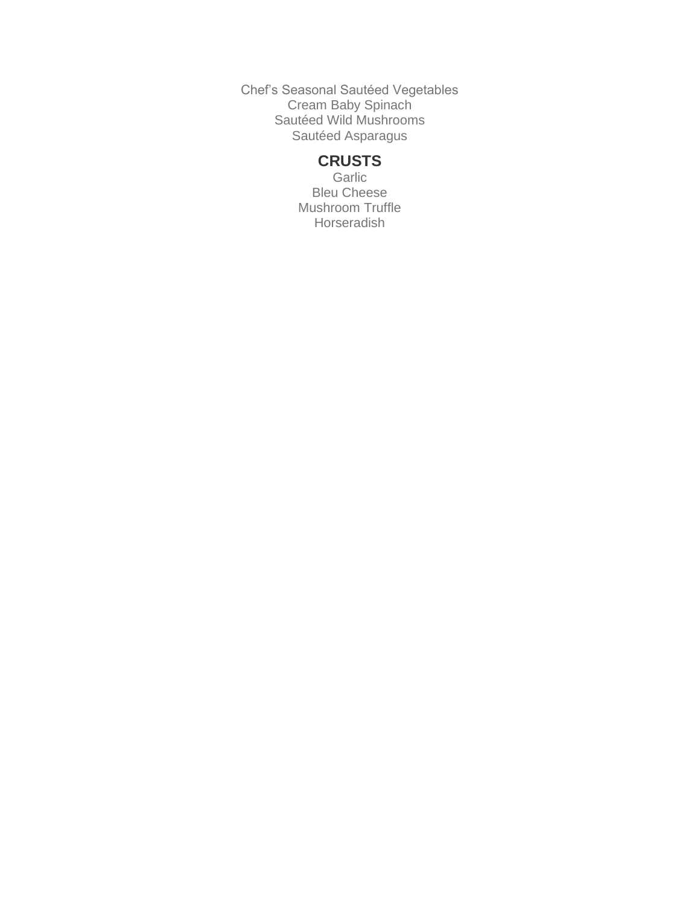Chef’s Seasonal Sautéed Vegetables
Cream Baby Spinach
Sautéed Wild Mushrooms
Sautéed Asparagus

## CRUSTS

Garlic
Bleu Cheese
Mushroom Truffle
Horseradish